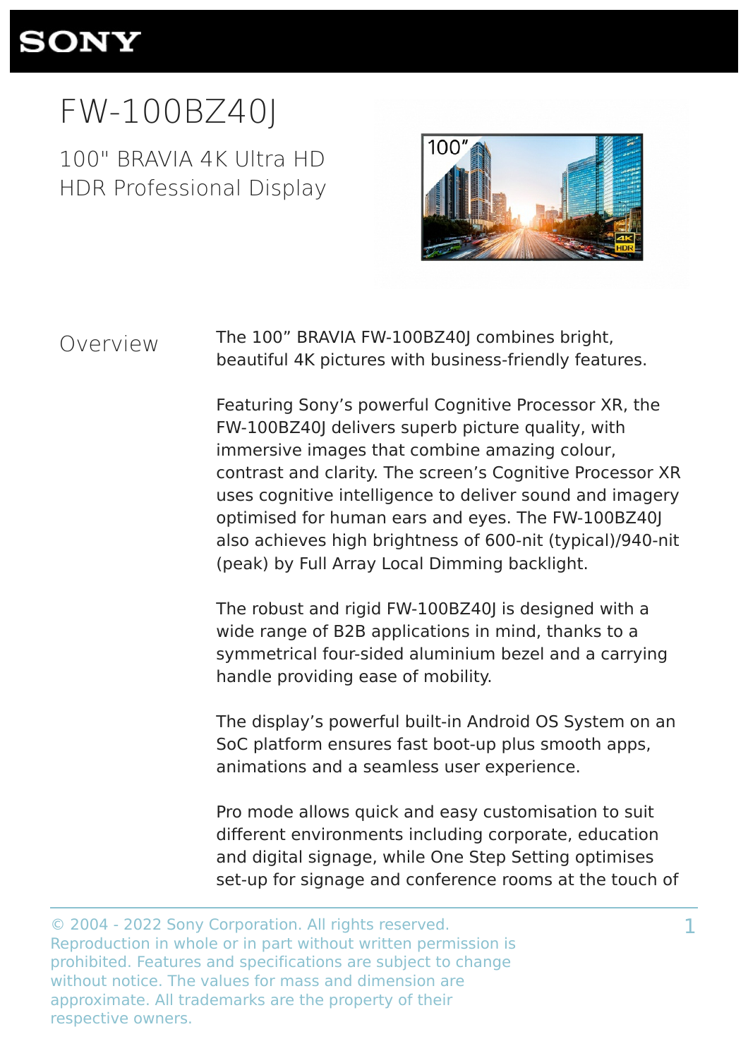# FW-100BZ40J

## 100" BRAVIA 4K Ultra HD HDR Professional Display

### Overview

The 100” BRAVIA FW-100BZ40J combines bright, beautiful 4K pictures with business-friendly features.

Featuring Sony’s powerful Cognitive Processor XR, the FW-100BZ40J delivers superb picture quality, with immersive images that combine amazing colour, contrast and clarity. The screen’s Cognitive Processor XR uses cognitive intelligence to deliver sound and imagery optimised for human ears and eyes. The FW-100BZ40J also achieves high brightness of 600-nit (typical)/940-nit (peak) by Full Array Local Dimming backlight.

The robust and rigid FW-100BZ40J is designed with a wide range of B2B applications in mind, thanks to a symmetrical four-sided aluminium bezel and a carrying handle providing ease of mobility.

The display’s powerful built-in Android OS System on an SoC platform ensures fast boot-up plus smooth apps, animations and a seamless user experience.

Pro mode allows quick and easy customisation to suit different environments including corporate, education and digital signage, while One Step Setting optimises set-up for signage and conference rooms at the touch of

© 2004 - 2022 Sony Corporation. All rights reserved. Reproduction in whole or in part without written permission is prohibited. Features and specifications are subject to change without notice. The values for mass and dimension are approximate. All trademarks are the property of their respective owners.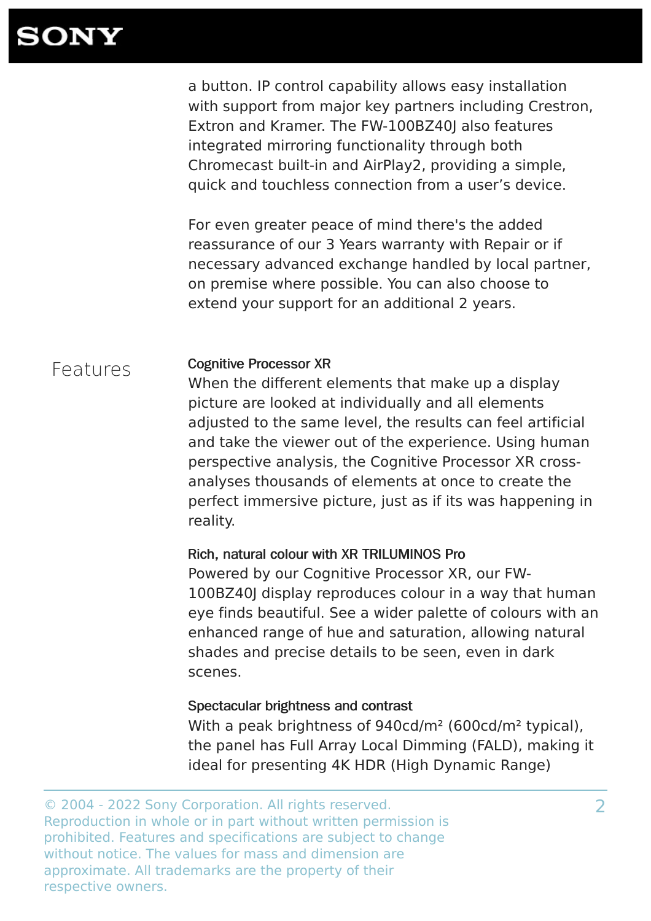a button. IP control capability allows easy installation with support from major key partners including Crestron, Extron and Kramer. The FW-100BZ40J also features integrated mirroring functionality through both Chromecast built-in and AirPlay2, providing a simple, quick and touchless connection from a user's device.

For even greater peace of mind there's the added reassurance of our 3 Years warranty with Repair or if necessary advanced exchange handled by local partner, on premise where possible. You can also choose to extend your support for an additional 2 years.

## Features

### Cognitive Processor XR

When the different elements that make up a display picture are looked at individually and all elements adjusted to the same level, the results can feel artificial and take the viewer out of the experience. Using human perspective analysis, the Cognitive Processor XR cross-analyses thousands of elements at once to create the perfect immersive picture, just as if its was happening in reality.

### Rich, natural colour with XR TRILUMINOS Pro

Powered by our Cognitive Processor XR, our FW-100BZ40J display reproduces colour in a way that human eye finds beautiful. See a wider palette of colours with an enhanced range of hue and saturation, allowing natural shades and precise details to be seen, even in dark scenes.

### Spectacular brightness and contrast

With a peak brightness of 940cd/m² (600cd/m² typical), the panel has Full Array Local Dimming (FALD), making it ideal for presenting 4K HDR (High Dynamic Range)

© 2004 - 2022 Sony Corporation. All rights reserved. Reproduction in whole or in part without written permission is prohibited. Features and specifications are subject to change without notice. The values for mass and dimension are approximate. All trademarks are the property of their respective owners.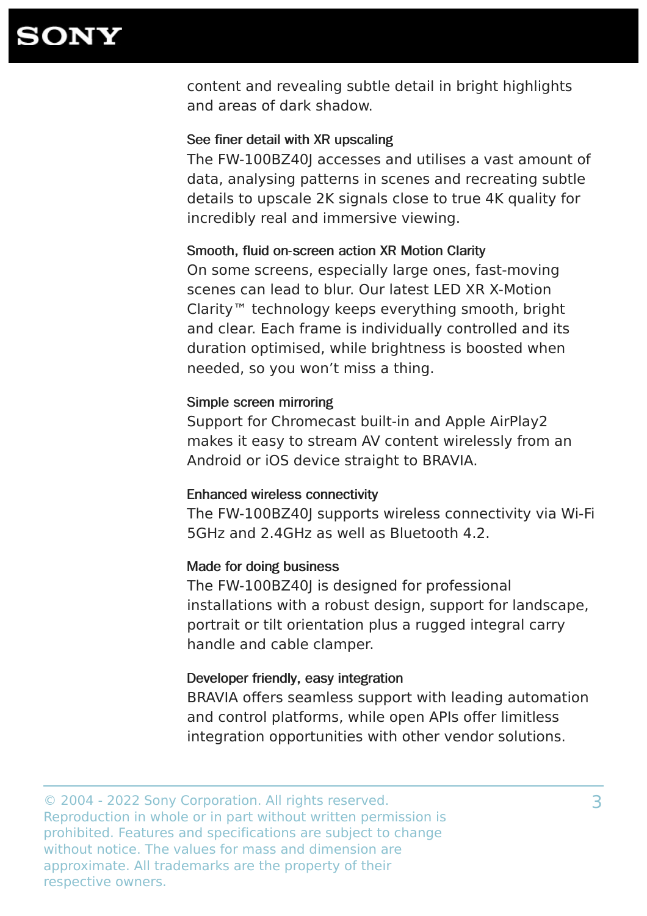content and revealing subtle detail in bright highlights and areas of dark shadow.

### See finer detail with XR upscaling

The FW-100BZ40J accesses and utilises a vast amount of data, analysing patterns in scenes and recreating subtle details to upscale 2K signals close to true 4K quality for incredibly real and immersive viewing.

### Smooth, fluid on-screen action XR Motion Clarity

On some screens, especially large ones, fast-moving scenes can lead to blur. Our latest LED XR X-Motion Clarity™ technology keeps everything smooth, bright and clear. Each frame is individually controlled and its duration optimised, while brightness is boosted when needed, so you won’t miss a thing.

### Simple screen mirroring

Support for Chromecast built-in and Apple AirPlay2 makes it easy to stream AV content wirelessly from an Android or iOS device straight to BRAVIA.

### Enhanced wireless connectivity

The FW-100BZ40J supports wireless connectivity via Wi-Fi 5GHz and 2.4GHz as well as Bluetooth 4.2.

### Made for doing business

The FW-100BZ40J is designed for professional installations with a robust design, support for landscape, portrait or tilt orientation plus a rugged integral carry handle and cable clamper.

### Developer friendly, easy integration

BRAVIA offers seamless support with leading automation and control platforms, while open APIs offer limitless integration opportunities with other vendor solutions.

© 2004 - 2022 Sony Corporation. All rights reserved. Reproduction in whole or in part without written permission is prohibited. Features and specifications are subject to change without notice. The values for mass and dimension are approximate. All trademarks are the property of their respective owners.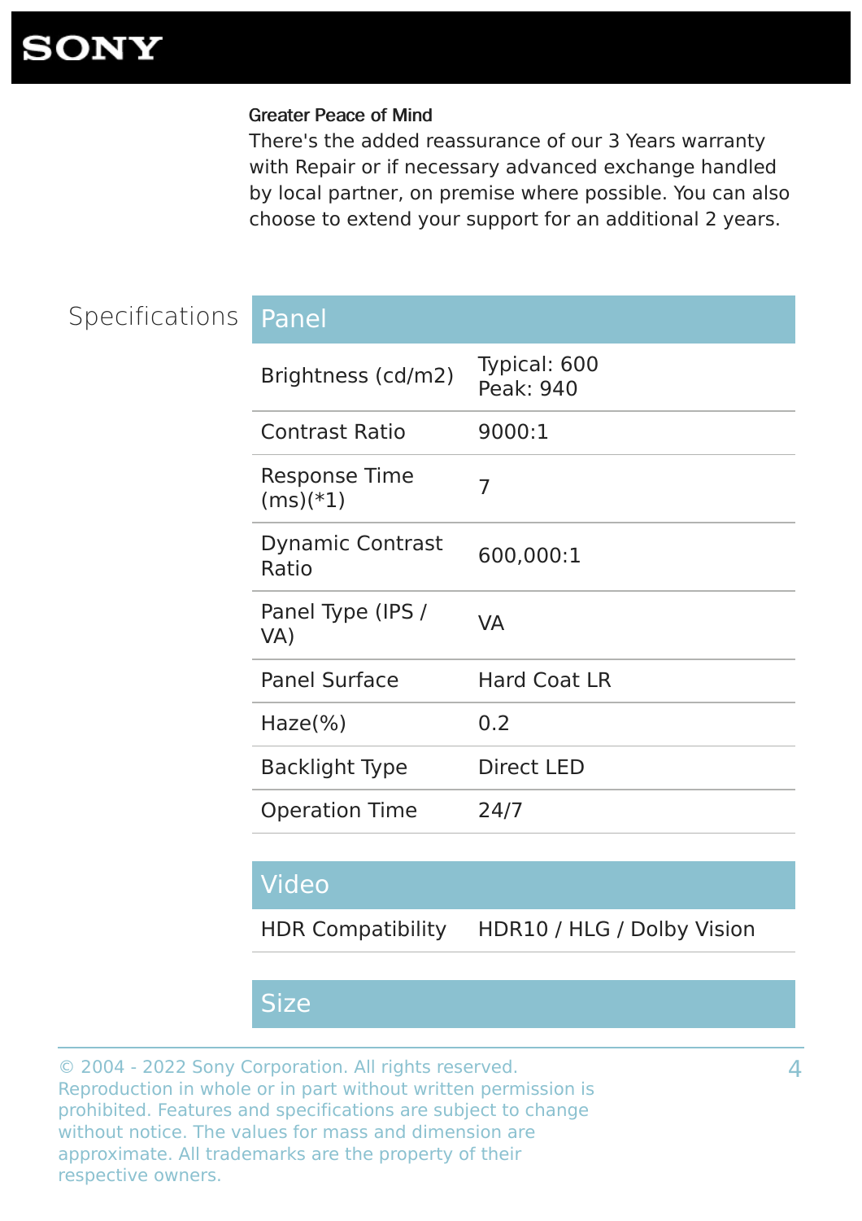### Greater Peace of Mind

There's the added reassurance of our 3 Years warranty with Repair or if necessary advanced exchange handled by local partner, on premise where possible. You can also choose to extend your support for an additional 2 years.

## Specifications

### Panel

| | |
|---|---|
| Brightness (cd/m2) | Typical: 600<br>Peak: 940 |
| Contrast Ratio | 9000:1 |
| Response Time (ms)(*1) | 7 |
| Dynamic Contrast Ratio | 600,000:1 |
| Panel Type (IPS / VA) | VA |
| Panel Surface | Hard Coat LR |
| Haze(%) | 0.2 |
| Backlight Type | Direct LED |
| Operation Time | 24/7 |

### Video

| | |
|---|---|
| HDR Compatibility | HDR10 / HLG / Dolby Vision |

### Size

© 2004 - 2022 Sony Corporation. All rights reserved. Reproduction in whole or in part without written permission is prohibited. Features and specifications are subject to change without notice. The values for mass and dimension are approximate. All trademarks are the property of their respective owners.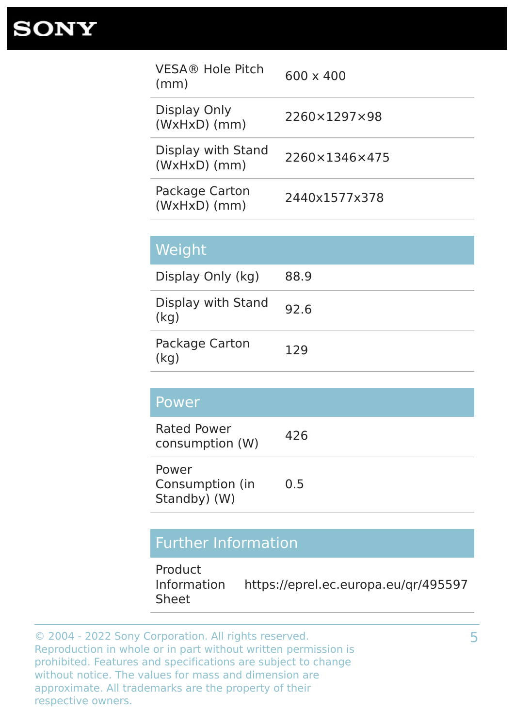| | |
|---|---|
| VESA® Hole Pitch (mm) | 600 x 400 |
| Display Only (WxHxD) (mm) | 2260×1297×98 |
| Display with Stand (WxHxD) (mm) | 2260×1346×475 |
| Package Carton (WxHxD) (mm) | 2440x1577x378 |

## Weight

| | |
|---|---|
| Display Only (kg) | 88.9 |
| Display with Stand (kg) | 92.6 |
| Package Carton (kg) | 129 |

## Power

| | |
|---|---|
| Rated Power consumption (W) | 426 |
| Power Consumption (in Standby) (W) | 0.5 |

## Further Information

| | |
|---|---|
| Product Information Sheet | https://eprel.ec.europa.eu/qr/495597 |

© 2004 - 2022 Sony Corporation. All rights reserved. Reproduction in whole or in part without written permission is prohibited. Features and specifications are subject to change without notice. The values for mass and dimension are approximate. All trademarks are the property of their respective owners.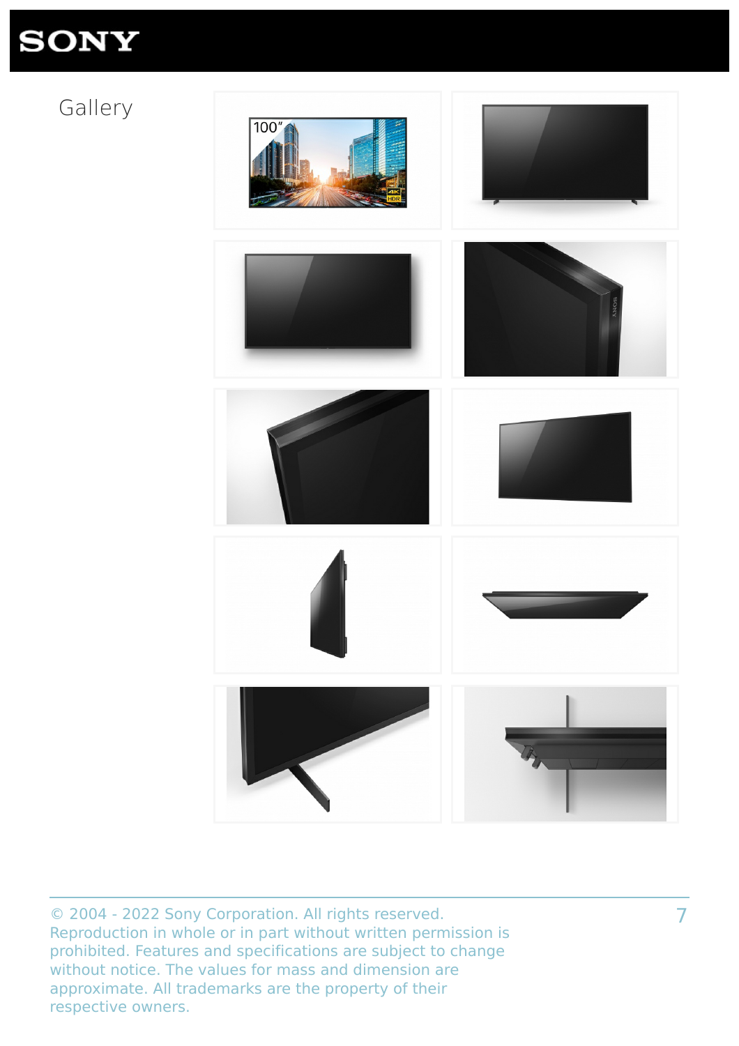# Gallery

© 2004 - 2022 Sony Corporation. All rights reserved. Reproduction in whole or in part without written permission is prohibited. Features and specifications are subject to change without notice. The values for mass and dimension are approximate. All trademarks are the property of their respective owners.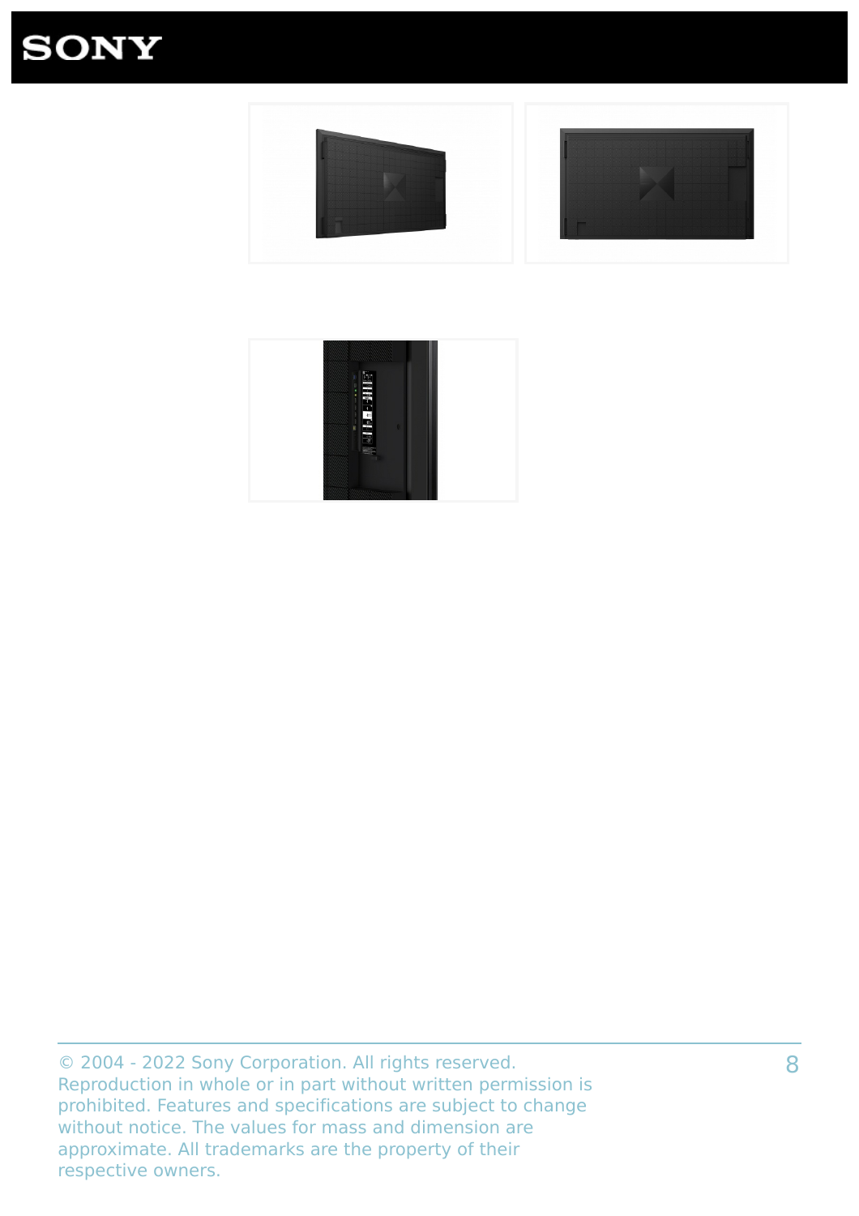© 2004 - 2022 Sony Corporation. All rights reserved. Reproduction in whole or in part without written permission is prohibited. Features and specifications are subject to change without notice. The values for mass and dimension are approximate. All trademarks are the property of their respective owners.